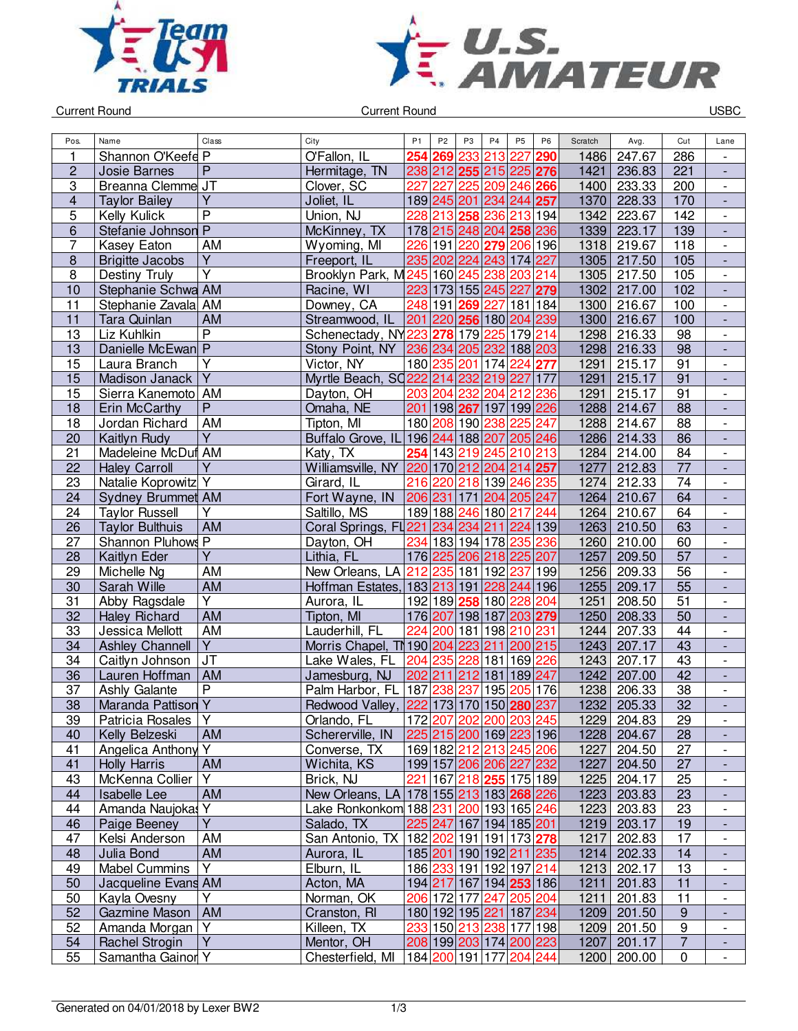Current Round | Current Round | USBC

| Pos. | Name | Class | City | P1 | P2 | P3 | P4 | P5 | P6 | Scratch | Avg. | Cut | Lane |
|---|---|---|---|---|---|---|---|---|---|---|---|---|---|
| 1 | Shannon O'Keefe | P | O'Fallon, IL | 254 | 269 | 233 | 213 | 227 | 290 | 1486 | 247.67 | 286 | - |
| 2 | Josie Barnes | P | Hermitage, TN | 238 | 212 | 255 | 215 | 225 | 276 | 1421 | 236.83 | 221 | - |
| 3 | Breanna Clemmer | JT | Clover, SC | 227 | 227 | 225 | 209 | 246 | 266 | 1400 | 233.33 | 200 | - |
| 4 | Taylor Bailey | Y | Joliet, IL | 189 | 245 | 201 | 234 | 244 | 257 | 1370 | 228.33 | 170 | - |
| 5 | Kelly Kulick | P | Union, NJ | 228 | 213 | 258 | 236 | 213 | 194 | 1342 | 223.67 | 142 | - |
| 6 | Stefanie Johnson | P | McKinney, TX | 178 | 215 | 248 | 204 | 258 | 236 | 1339 | 223.17 | 139 | - |
| 7 | Kasey Eaton | AM | Wyoming, MI | 226 | 191 | 220 | 279 | 206 | 196 | 1318 | 219.67 | 118 | - |
| 8 | Brigitte Jacobs | Y | Freeport, IL | 235 | 202 | 224 | 243 | 174 | 227 | 1305 | 217.50 | 105 | - |
| 8 | Destiny Truly | Y | Brooklyn Park, M | 245 | 160 | 245 | 238 | 203 | 214 | 1305 | 217.50 | 105 | - |
| 10 | Stephanie Schwa | AM | Racine, WI | 223 | 173 | 155 | 245 | 227 | 279 | 1302 | 217.00 | 102 | - |
| 11 | Stephanie Zavala | AM | Downey, CA | 248 | 191 | 269 | 227 | 181 | 184 | 1300 | 216.67 | 100 | - |
| 11 | Tara Quinlan | AM | Streamwood, IL | 201 | 220 | 256 | 180 | 204 | 239 | 1300 | 216.67 | 100 | - |
| 13 | Liz Kuhlkin | P | Schenectady, NY | 223 | 278 | 179 | 225 | 179 | 214 | 1298 | 216.33 | 98 | - |
| 13 | Danielle McEwan | P | Stony Point, NY | 236 | 234 | 205 | 232 | 188 | 203 | 1298 | 216.33 | 98 | - |
| 15 | Laura Branch | Y | Victor, NY | 180 | 235 | 201 | 174 | 224 | 277 | 1291 | 215.17 | 91 | - |
| 15 | Madison Janack | Y | Myrtle Beach, SC | 222 | 214 | 232 | 219 | 227 | 177 | 1291 | 215.17 | 91 | - |
| 15 | Sierra Kanemoto | AM | Dayton, OH | 203 | 204 | 232 | 204 | 212 | 236 | 1291 | 215.17 | 91 | - |
| 18 | Erin McCarthy | P | Omaha, NE | 201 | 198 | 267 | 197 | 199 | 226 | 1288 | 214.67 | 88 | - |
| 18 | Jordan Richard | AM | Tipton, MI | 180 | 208 | 190 | 238 | 225 | 247 | 1288 | 214.67 | 88 | - |
| 20 | Kaitlyn Rudy | Y | Buffalo Grove, IL | 196 | 244 | 188 | 207 | 205 | 246 | 1286 | 214.33 | 86 | - |
| 21 | Madeleine McDuf | AM | Katy, TX | 254 | 143 | 219 | 245 | 210 | 213 | 1284 | 214.00 | 84 | - |
| 22 | Haley Carroll | Y | Williamsville, NY | 220 | 170 | 212 | 204 | 214 | 257 | 1277 | 212.83 | 77 | - |
| 23 | Natalie Koprowitz | Y | Girard, IL | 216 | 220 | 218 | 139 | 246 | 235 | 1274 | 212.33 | 74 | - |
| 24 | Sydney Brummet | AM | Fort Wayne, IN | 206 | 231 | 171 | 204 | 205 | 247 | 1264 | 210.67 | 64 | - |
| 24 | Taylor Russell | Y | Saltillo, MS | 189 | 188 | 246 | 180 | 217 | 244 | 1264 | 210.67 | 64 | - |
| 26 | Taylor Bulthuis | AM | Coral Springs, FL | 221 | 234 | 234 | 211 | 224 | 139 | 1263 | 210.50 | 63 | - |
| 27 | Shannon Pluhows | P | Dayton, OH | 234 | 183 | 194 | 178 | 235 | 236 | 1260 | 210.00 | 60 | - |
| 28 | Kaitlyn Eder | Y | Lithia, FL | 176 | 225 | 206 | 218 | 225 | 207 | 1257 | 209.50 | 57 | - |
| 29 | Michelle Ng | AM | New Orleans, LA | 212 | 235 | 181 | 192 | 237 | 199 | 1256 | 209.33 | 56 | - |
| 30 | Sarah Wille | AM | Hoffman Estates, | 183 | 213 | 191 | 228 | 244 | 196 | 1255 | 209.17 | 55 | - |
| 31 | Abby Ragsdale | Y | Aurora, IL | 192 | 189 | 258 | 180 | 228 | 204 | 1251 | 208.50 | 51 | - |
| 32 | Haley Richard | AM | Tipton, MI | 176 | 207 | 198 | 187 | 203 | 279 | 1250 | 208.33 | 50 | - |
| 33 | Jessica Mellott | AM | Lauderhill, FL | 224 | 200 | 181 | 198 | 210 | 231 | 1244 | 207.33 | 44 | - |
| 34 | Ashley Channell | Y | Morris Chapel, TN | 190 | 204 | 223 | 211 | 200 | 215 | 1243 | 207.17 | 43 | - |
| 34 | Caitlyn Johnson | JT | Lake Wales, FL | 204 | 235 | 228 | 181 | 169 | 226 | 1243 | 207.17 | 43 | - |
| 36 | Lauren Hoffman | AM | Jamesburg, NJ | 202 | 211 | 212 | 181 | 189 | 247 | 1242 | 207.00 | 42 | - |
| 37 | Ashly Galante | P | Palm Harbor, FL | 187 | 238 | 237 | 195 | 205 | 176 | 1238 | 206.33 | 38 | - |
| 38 | Maranda Pattison | Y | Redwood Valley, | 222 | 173 | 170 | 150 | 280 | 237 | 1232 | 205.33 | 32 | - |
| 39 | Patricia Rosales | Y | Orlando, FL | 172 | 207 | 202 | 200 | 203 | 245 | 1229 | 204.83 | 29 | - |
| 40 | Kelly Belzeski | AM | Schererville, IN | 225 | 215 | 200 | 169 | 223 | 196 | 1228 | 204.67 | 28 | - |
| 41 | Angelica Anthony | Y | Converse, TX | 169 | 182 | 212 | 213 | 245 | 206 | 1227 | 204.50 | 27 | - |
| 41 | Holly Harris | AM | Wichita, KS | 199 | 157 | 206 | 206 | 227 | 232 | 1227 | 204.50 | 27 | - |
| 43 | McKenna Collier | Y | Brick, NJ | 221 | 167 | 218 | 255 | 175 | 189 | 1225 | 204.17 | 25 | - |
| 44 | Isabelle Lee | AM | New Orleans, LA | 178 | 155 | 213 | 183 | 268 | 226 | 1223 | 203.83 | 23 | - |
| 44 | Amanda Naujokas | Y | Lake Ronkonkom | 188 | 231 | 200 | 193 | 165 | 246 | 1223 | 203.83 | 23 | - |
| 46 | Paige Beeney | Y | Salado, TX | 225 | 247 | 167 | 194 | 185 | 201 | 1219 | 203.17 | 19 | - |
| 47 | Kelsi Anderson | AM | San Antonio, TX | 182 | 202 | 191 | 191 | 173 | 278 | 1217 | 202.83 | 17 | - |
| 48 | Julia Bond | AM | Aurora, IL | 185 | 201 | 190 | 192 | 211 | 235 | 1214 | 202.33 | 14 | - |
| 49 | Mabel Cummins | Y | Elburn, IL | 186 | 233 | 191 | 192 | 197 | 214 | 1213 | 202.17 | 13 | - |
| 50 | Jacqueline Evans | AM | Acton, MA | 194 | 217 | 167 | 194 | 253 | 186 | 1211 | 201.83 | 11 | - |
| 50 | Kayla Ovesny | Y | Norman, OK | 206 | 172 | 177 | 247 | 205 | 204 | 1211 | 201.83 | 11 | - |
| 52 | Gazmine Mason | AM | Cranston, RI | 180 | 192 | 195 | 221 | 187 | 234 | 1209 | 201.50 | 9 | - |
| 52 | Amanda Morgan | Y | Killeen, TX | 233 | 150 | 213 | 238 | 177 | 198 | 1209 | 201.50 | 9 | - |
| 54 | Rachel Strogin | Y | Mentor, OH | 208 | 199 | 203 | 174 | 200 | 223 | 1207 | 201.17 | 7 | - |
| 55 | Samantha Gainor | Y | Chesterfield, MI | 184 | 200 | 191 | 177 | 204 | 244 | 1200 | 200.00 | 0 | - |

Generated on 04/01/2018 by Lexer BW2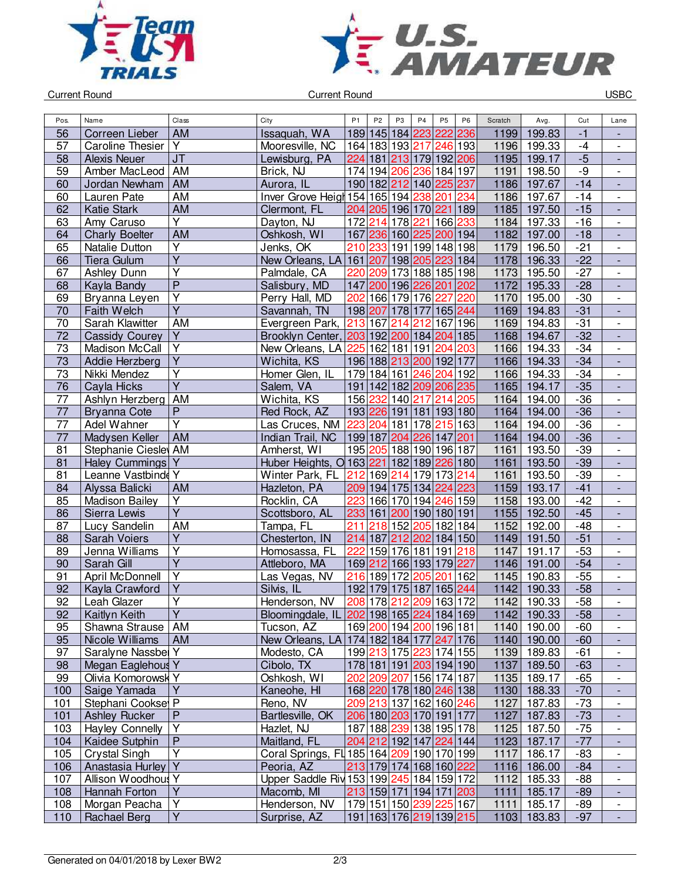Current Round | Current Round | USBC

| Pos. | Name | Class | City | P1 | P2 | P3 | P4 | P5 | P6 | Scratch | Avg. | Cut | Lane |
|---|---|---|---|---|---|---|---|---|---|---|---|---|---|
| 56 | Correen Lieber | AM | Issaquah, WA | 189 | 145 | 184 | 223 | 222 | 236 | 1199 | 199.83 | -1 | - |
| 57 | Caroline Thesier | Y | Mooresville, NC | 164 | 183 | 193 | 217 | 246 | 193 | 1196 | 199.33 | -4 | - |
| 58 | Alexis Neuer | JT | Lewisburg, PA | 224 | 181 | 213 | 179 | 192 | 206 | 1195 | 199.17 | -5 | - |
| 59 | Amber MacLeod | AM | Brick, NJ | 174 | 194 | 206 | 236 | 184 | 197 | 1191 | 198.50 | -9 | - |
| 60 | Jordan Newham | AM | Aurora, IL | 190 | 182 | 212 | 140 | 225 | 237 | 1186 | 197.67 | -14 | - |
| 60 | Lauren Pate | AM | Inver Grove Heigh | 154 | 165 | 194 | 238 | 201 | 234 | 1186 | 197.67 | -14 | - |
| 62 | Katie Stark | AM | Clermont, FL | 204 | 205 | 196 | 170 | 221 | 189 | 1185 | 197.50 | -15 | - |
| 63 | Amy Caruso | Y | Dayton, NJ | 172 | 214 | 178 | 221 | 166 | 233 | 1184 | 197.33 | -16 | - |
| 64 | Charly Boelter | AM | Oshkosh, WI | 167 | 236 | 160 | 225 | 200 | 194 | 1182 | 197.00 | -18 | - |
| 65 | Natalie Dutton | Y | Jenks, OK | 210 | 233 | 191 | 199 | 148 | 198 | 1179 | 196.50 | -21 | - |
| 66 | Tiera Gulum | Y | New Orleans, LA | 161 | 207 | 198 | 205 | 223 | 184 | 1178 | 196.33 | -22 | - |
| 67 | Ashley Dunn | Y | Palmdale, CA | 220 | 209 | 173 | 188 | 185 | 198 | 1173 | 195.50 | -27 | - |
| 68 | Kayla Bandy | P | Salisbury, MD | 147 | 200 | 196 | 226 | 201 | 202 | 1172 | 195.33 | -28 | - |
| 69 | Bryanna Leyen | Y | Perry Hall, MD | 202 | 166 | 179 | 176 | 227 | 220 | 1170 | 195.00 | -30 | - |
| 70 | Faith Welch | Y | Savannah, TN | 198 | 207 | 178 | 177 | 165 | 244 | 1169 | 194.83 | -31 | - |
| 70 | Sarah Klawitter | AM | Evergreen Park, | 213 | 167 | 214 | 212 | 167 | 196 | 1169 | 194.83 | -31 | - |
| 72 | Cassidy Courey | Y | Brooklyn Center, | 203 | 192 | 200 | 184 | 204 | 185 | 1168 | 194.67 | -32 | - |
| 73 | Madison McCall | Y | New Orleans, LA | 225 | 162 | 181 | 191 | 204 | 203 | 1166 | 194.33 | -34 | - |
| 73 | Addie Herzberg | Y | Wichita, KS | 196 | 188 | 213 | 200 | 192 | 177 | 1166 | 194.33 | -34 | - |
| 73 | Nikki Mendez | Y | Homer Glen, IL | 179 | 184 | 161 | 246 | 204 | 192 | 1166 | 194.33 | -34 | - |
| 76 | Cayla Hicks | Y | Salem, VA | 191 | 142 | 182 | 209 | 206 | 235 | 1165 | 194.17 | -35 | - |
| 77 | Ashlyn Herzberg | AM | Wichita, KS | 156 | 232 | 140 | 217 | 214 | 205 | 1164 | 194.00 | -36 | - |
| 77 | Bryanna Cote | P | Red Rock, AZ | 193 | 226 | 191 | 181 | 193 | 180 | 1164 | 194.00 | -36 | - |
| 77 | Adel Wahner | Y | Las Cruces, NM | 223 | 204 | 181 | 178 | 215 | 163 | 1164 | 194.00 | -36 | - |
| 77 | Madysen Keller | AM | Indian Trail, NC | 199 | 187 | 204 | 226 | 147 | 201 | 1164 | 194.00 | -36 | - |
| 81 | Stephanie Cieslev | AM | Amherst, WI | 195 | 205 | 188 | 190 | 196 | 187 | 1161 | 193.50 | -39 | - |
| 81 | Haley Cummings | Y | Huber Heights, O | 163 | 221 | 182 | 189 | 226 | 180 | 1161 | 193.50 | -39 | - |
| 81 | Leanne Vastbinde | Y | Winter Park, FL | 212 | 169 | 214 | 179 | 173 | 214 | 1161 | 193.50 | -39 | - |
| 84 | Alyssa Balicki | AM | Hazleton, PA | 209 | 194 | 175 | 134 | 224 | 223 | 1159 | 193.17 | -41 | - |
| 85 | Madison Bailey | Y | Rocklin, CA | 223 | 166 | 170 | 194 | 246 | 159 | 1158 | 193.00 | -42 | - |
| 86 | Sierra Lewis | Y | Scottsboro, AL | 233 | 161 | 200 | 190 | 180 | 191 | 1155 | 192.50 | -45 | - |
| 87 | Lucy Sandelin | AM | Tampa, FL | 211 | 218 | 152 | 205 | 182 | 184 | 1152 | 192.00 | -48 | - |
| 88 | Sarah Voiers | Y | Chesterton, IN | 214 | 187 | 212 | 202 | 184 | 150 | 1149 | 191.50 | -51 | - |
| 89 | Jenna Williams | Y | Homosassa, FL | 222 | 159 | 176 | 181 | 191 | 218 | 1147 | 191.17 | -53 | - |
| 90 | Sarah Gill | Y | Attleboro, MA | 169 | 212 | 166 | 193 | 179 | 227 | 1146 | 191.00 | -54 | - |
| 91 | April McDonnell | Y | Las Vegas, NV | 216 | 189 | 172 | 205 | 201 | 162 | 1145 | 190.83 | -55 | - |
| 92 | Kayla Crawford | Y | Silvis, IL | 192 | 179 | 175 | 187 | 165 | 244 | 1142 | 190.33 | -58 | - |
| 92 | Leah Glazer | Y | Henderson, NV | 208 | 178 | 212 | 209 | 163 | 172 | 1142 | 190.33 | -58 | - |
| 92 | Kaitlyn Keith | Y | Bloomingdale, IL | 202 | 198 | 165 | 224 | 184 | 169 | 1142 | 190.33 | -58 | - |
| 95 | Shawna Strause | AM | Tucson, AZ | 169 | 200 | 194 | 200 | 196 | 181 | 1140 | 190.00 | -60 | - |
| 95 | Nicole Williams | AM | New Orleans, LA | 174 | 182 | 184 | 177 | 247 | 176 | 1140 | 190.00 | -60 | - |
| 97 | Saralyne Nassbe | Y | Modesto, CA | 199 | 213 | 175 | 223 | 174 | 155 | 1139 | 189.83 | -61 | - |
| 98 | Megan Eaglehous | Y | Cibolo, TX | 178 | 181 | 191 | 203 | 194 | 190 | 1137 | 189.50 | -63 | - |
| 99 | Olivia Komorowsk | Y | Oshkosh, WI | 202 | 209 | 207 | 156 | 174 | 187 | 1135 | 189.17 | -65 | - |
| 100 | Saige Yamada | Y | Kaneohe, HI | 168 | 220 | 178 | 180 | 246 | 138 | 1130 | 188.33 | -70 | - |
| 101 | Stephani Cookse | P | Reno, NV | 209 | 213 | 137 | 162 | 160 | 246 | 1127 | 187.83 | -73 | - |
| 101 | Ashley Rucker | P | Bartlesville, OK | 206 | 180 | 203 | 170 | 191 | 177 | 1127 | 187.83 | -73 | - |
| 103 | Hayley Connelly | Y | Hazlet, NJ | 187 | 188 | 239 | 138 | 195 | 178 | 1125 | 187.50 | -75 | - |
| 104 | Kaidee Sutphin | P | Maitland, FL | 204 | 212 | 192 | 147 | 224 | 144 | 1123 | 187.17 | -77 | - |
| 105 | Crystal Singh | Y | Coral Springs, FL | 185 | 164 | 209 | 190 | 170 | 199 | 1117 | 186.17 | -83 | - |
| 106 | Anastasia Hurley | Y | Peoria, AZ | 213 | 179 | 174 | 168 | 160 | 222 | 1116 | 186.00 | -84 | - |
| 107 | Allison Woodhous | Y | Upper Saddle Riv | 153 | 199 | 245 | 184 | 159 | 172 | 1112 | 185.33 | -88 | - |
| 108 | Hannah Forton | Y | Macomb, MI | 213 | 159 | 171 | 194 | 171 | 203 | 1111 | 185.17 | -89 | - |
| 108 | Morgan Peacha | Y | Henderson, NV | 179 | 151 | 150 | 239 | 225 | 167 | 1111 | 185.17 | -89 | - |
| 110 | Rachael Berg | Y | Surprise, AZ | 191 | 163 | 176 | 219 | 139 | 215 | 1103 | 183.83 | -97 | - |

Generated on 04/01/2018 by Lexer BW2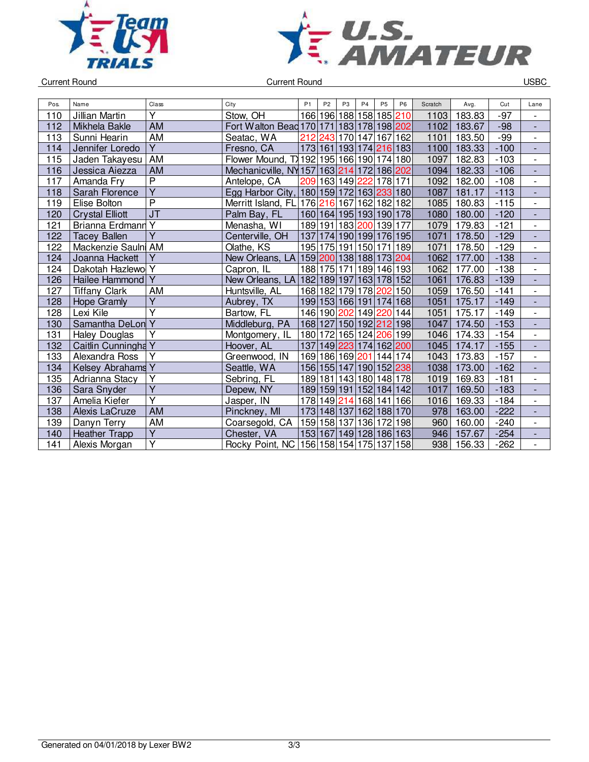Current Round | Current Round | USBC

| Pos. | Name | Class | City | P1 | P2 | P3 | P4 | P5 | P6 | Scratch | Avg. | Cut | Lane |
|---|---|---|---|---|---|---|---|---|---|---|---|---|---|
| 110 | Jillian Martin | Y | Stow, OH | 166 | 196 | 188 | 158 | 185 | 210 | 1103 | 183.83 | -97 | - |
| 112 | Mikhela Bakle | AM | Fort Walton Beac | 170 | 171 | 183 | 178 | 198 | 202 | 1102 | 183.67 | -98 | - |
| 113 | Sunni Hearin | AM | Seatac, WA | 212 | 243 | 170 | 147 | 167 | 162 | 1101 | 183.50 | -99 | - |
| 114 | Jennifer Loredo | Y | Fresno, CA | 173 | 161 | 193 | 174 | 216 | 183 | 1100 | 183.33 | -100 | - |
| 115 | Jaden Takayesu | AM | Flower Mound, T) | 192 | 195 | 166 | 190 | 174 | 180 | 1097 | 182.83 | -103 | - |
| 116 | Jessica Aiezza | AM | Mechanicville, NY | 157 | 163 | 214 | 172 | 186 | 202 | 1094 | 182.33 | -106 | - |
| 117 | Amanda Fry | P | Antelope, CA | 209 | 163 | 149 | 222 | 178 | 171 | 1092 | 182.00 | -108 | - |
| 118 | Sarah Florence | Y | Egg Harbor City, | 180 | 159 | 172 | 163 | 233 | 180 | 1087 | 181.17 | -113 | - |
| 119 | Elise Bolton | P | Merritt Island, FL | 176 | 216 | 167 | 162 | 182 | 182 | 1085 | 180.83 | -115 | - |
| 120 | Crystal Elliott | JT | Palm Bay, FL | 160 | 164 | 195 | 193 | 190 | 178 | 1080 | 180.00 | -120 | - |
| 121 | Brianna Erdmann | Y | Menasha, WI | 189 | 191 | 183 | 200 | 139 | 177 | 1079 | 179.83 | -121 | - |
| 122 | Tacey Ballen | Y | Centerville, OH | 137 | 174 | 190 | 199 | 176 | 195 | 1071 | 178.50 | -129 | - |
| 122 | Mackenzie Saulni | AM | Olathe, KS | 195 | 175 | 191 | 150 | 171 | 189 | 1071 | 178.50 | -129 | - |
| 124 | Joanna Hackett | Y | New Orleans, LA | 159 | 200 | 138 | 188 | 173 | 204 | 1062 | 177.00 | -138 | - |
| 124 | Dakotah Hazlewo | Y | Capron, IL | 188 | 175 | 171 | 189 | 146 | 193 | 1062 | 177.00 | -138 | - |
| 126 | Hailee Hammond | Y | New Orleans, LA | 182 | 189 | 197 | 163 | 178 | 152 | 1061 | 176.83 | -139 | - |
| 127 | Tiffany Clark | AM | Huntsville, AL | 168 | 182 | 179 | 178 | 202 | 150 | 1059 | 176.50 | -141 | - |
| 128 | Hope Gramly | Y | Aubrey, TX | 199 | 153 | 166 | 191 | 174 | 168 | 1051 | 175.17 | -149 | - |
| 128 | Lexi Kile | Y | Bartow, FL | 146 | 190 | 202 | 149 | 220 | 144 | 1051 | 175.17 | -149 | - |
| 130 | Samantha DeLon | Y | Middleburg, PA | 168 | 127 | 150 | 192 | 212 | 198 | 1047 | 174.50 | -153 | - |
| 131 | Haley Douglas | Y | Montgomery, IL | 180 | 172 | 165 | 124 | 206 | 199 | 1046 | 174.33 | -154 | - |
| 132 | Caitlin Cunningha | Y | Hoover, AL | 137 | 149 | 223 | 174 | 162 | 200 | 1045 | 174.17 | -155 | - |
| 133 | Alexandra Ross | Y | Greenwood, IN | 169 | 186 | 169 | 201 | 144 | 174 | 1043 | 173.83 | -157 | - |
| 134 | Kelsey Abrahams | Y | Seattle, WA | 156 | 155 | 147 | 190 | 152 | 238 | 1038 | 173.00 | -162 | - |
| 135 | Adrianna Stacy | Y | Sebring, FL | 189 | 181 | 143 | 180 | 148 | 178 | 1019 | 169.83 | -181 | - |
| 136 | Sara Snyder | Y | Depew, NY | 189 | 159 | 191 | 152 | 184 | 142 | 1017 | 169.50 | -183 | - |
| 137 | Amelia Kiefer | Y | Jasper, IN | 178 | 149 | 214 | 168 | 141 | 166 | 1016 | 169.33 | -184 | - |
| 138 | Alexis LaCruze | AM | Pinckney, MI | 173 | 148 | 137 | 162 | 188 | 170 | 978 | 163.00 | -222 | - |
| 139 | Danyn Terry | AM | Coarsegold, CA | 159 | 158 | 137 | 136 | 172 | 198 | 960 | 160.00 | -240 | - |
| 140 | Heather Trapp | Y | Chester, VA | 153 | 167 | 149 | 128 | 186 | 163 | 946 | 157.67 | -254 | - |
| 141 | Alexis Morgan | Y | Rocky Point, NC | 156 | 158 | 154 | 175 | 137 | 158 | 938 | 156.33 | -262 | - |

Generated on 04/01/2018 by Lexer BW2